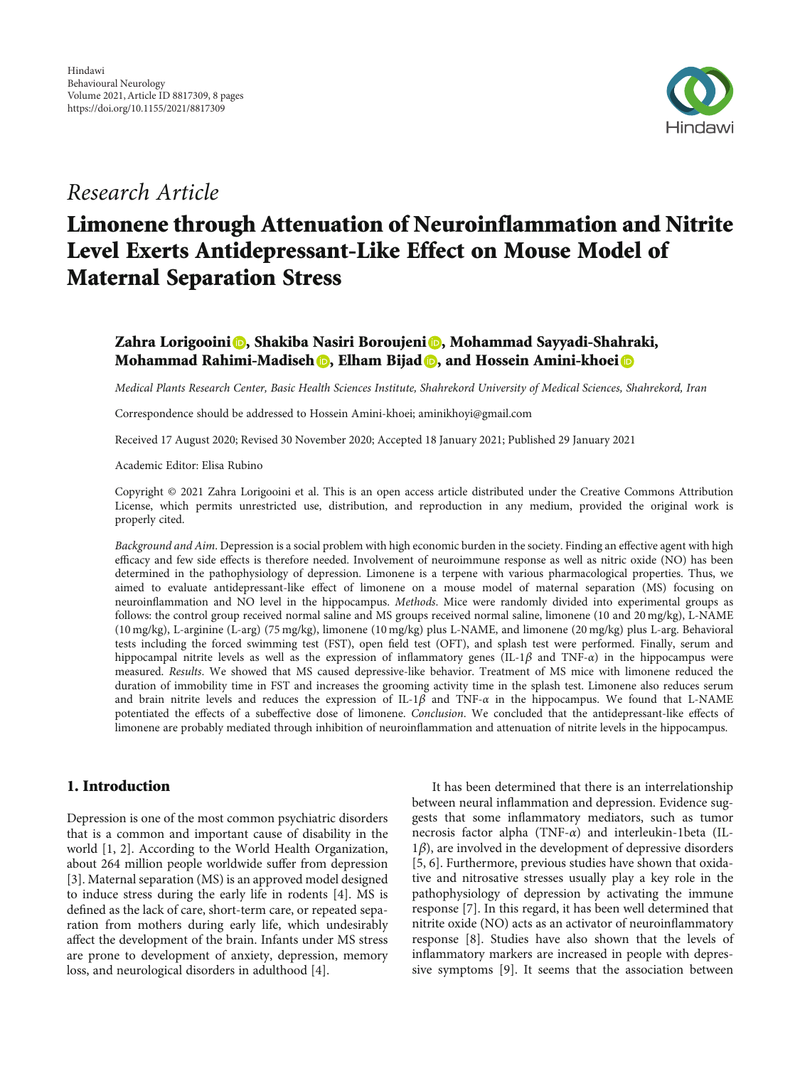Hindawi
Behavioural Neurology
Volume 2021, Article ID 8817309, 8 pages
https://doi.org/10.1155/2021/8817309

*Research Article*

# Limonene through Attenuation of Neuroinflammation and Nitrite Level Exerts Antidepressant-Like Effect on Mouse Model of Maternal Separation Stress

**Zahra Lorigooini, Shakiba Nasiri Boroujeni, Mohammad Sayyadi-Shahraki, Mohammad Rahimi-Madiseh, Elham Bijad, and Hossein Amini-khoei**

*Medical Plants Research Center, Basic Health Sciences Institute, Shahrekord University of Medical Sciences, Shahrekord, Iran*

Correspondence should be addressed to Hossein Amini-khoei; aminikhoyi@gmail.com

Received 17 August 2020; Revised 30 November 2020; Accepted 18 January 2021; Published 29 January 2021

Academic Editor: Elisa Rubino

Copyright © 2021 Zahra Lorigooini et al. This is an open access article distributed under the Creative Commons Attribution License, which permits unrestricted use, distribution, and reproduction in any medium, provided the original work is properly cited.

*Background and Aim*. Depression is a social problem with high economic burden in the society. Finding an effective agent with high efficacy and few side effects is therefore needed. Involvement of neuroimmune response as well as nitric oxide (NO) has been determined in the pathophysiology of depression. Limonene is a terpene with various pharmacological properties. Thus, we aimed to evaluate antidepressant-like effect of limonene on a mouse model of maternal separation (MS) focusing on neuroinflammation and NO level in the hippocampus. *Methods*. Mice were randomly divided into experimental groups as follows: the control group received normal saline and MS groups received normal saline, limonene (10 and 20 mg/kg), L-NAME (10 mg/kg), L-arginine (L-arg) (75 mg/kg), limonene (10 mg/kg) plus L-NAME, and limonene (20 mg/kg) plus L-arg. Behavioral tests including the forced swimming test (FST), open field test (OFT), and splash test were performed. Finally, serum and hippocampal nitrite levels as well as the expression of inflammatory genes (IL-1$\beta$ and TNF-$\alpha$) in the hippocampus were measured. *Results*. We showed that MS caused depressive-like behavior. Treatment of MS mice with limonene reduced the duration of immobility time in FST and increases the grooming activity time in the splash test. Limonene also reduces serum and brain nitrite levels and reduces the expression of IL-1$\beta$ and TNF-$\alpha$ in the hippocampus. We found that L-NAME potentiated the effects of a subeffective dose of limonene. *Conclusion*. We concluded that the antidepressant-like effects of limonene are probably mediated through inhibition of neuroinflammation and attenuation of nitrite levels in the hippocampus.

## 1. Introduction

Depression is one of the most common psychiatric disorders that is a common and important cause of disability in the world [1, 2]. According to the World Health Organization, about 264 million people worldwide suffer from depression [3]. Maternal separation (MS) is an approved model designed to induce stress during the early life in rodents [4]. MS is defined as the lack of care, short-term care, or repeated separation from mothers during early life, which undesirably affect the development of the brain. Infants under MS stress are prone to development of anxiety, depression, memory loss, and neurological disorders in adulthood [4].

It has been determined that there is an interrelationship between neural inflammation and depression. Evidence suggests that some inflammatory mediators, such as tumor necrosis factor alpha (TNF-$\alpha$) and interleukin-1beta (IL-1$\beta$), are involved in the development of depressive disorders [5, 6]. Furthermore, previous studies have shown that oxidative and nitrosative stresses usually play a key role in the pathophysiology of depression by activating the immune response [7]. In this regard, it has been well determined that nitrite oxide (NO) acts as an activator of neuroinflammatory response [8]. Studies have also shown that the levels of inflammatory markers are increased in people with depressive symptoms [9]. It seems that the association between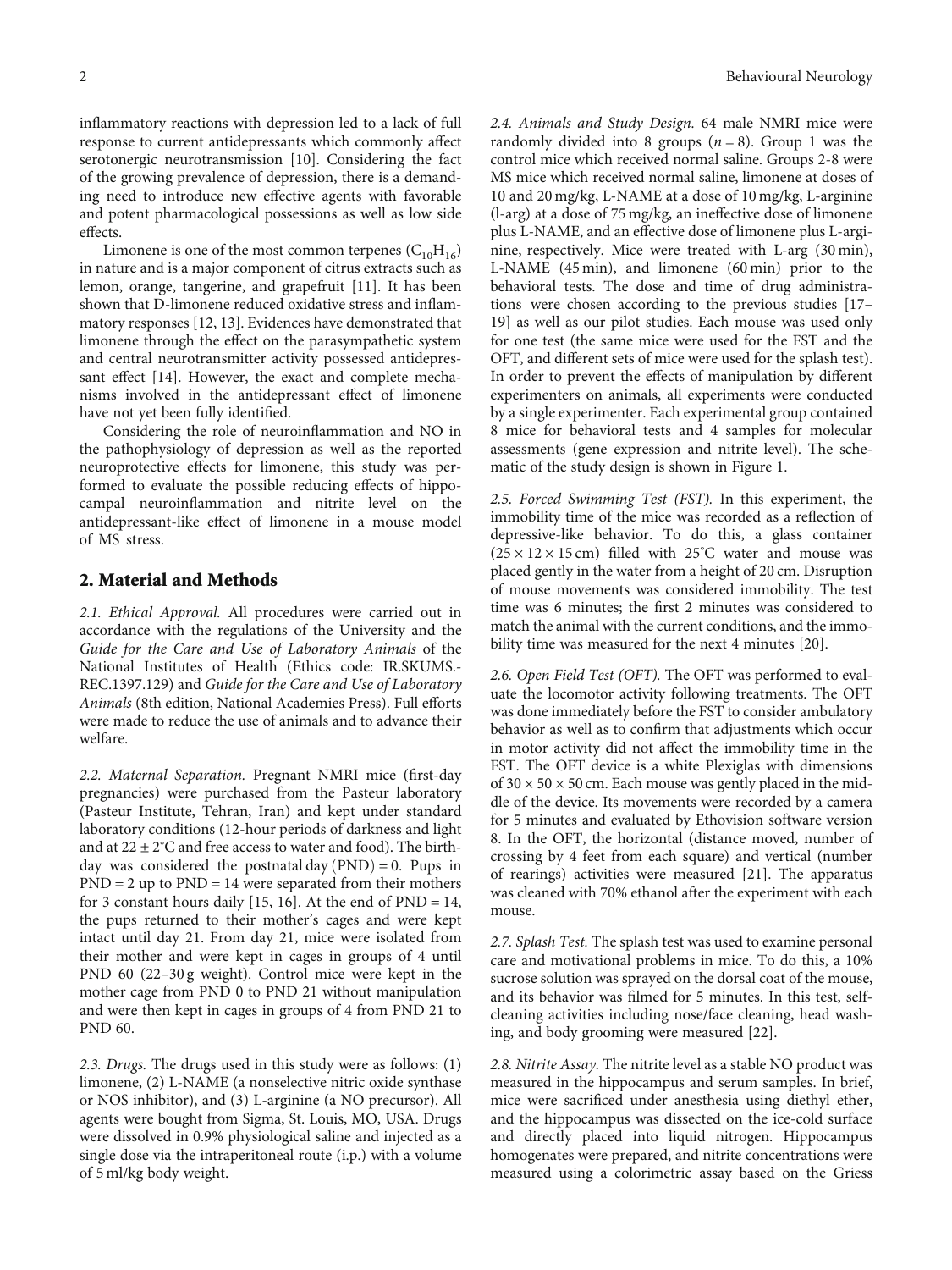inflammatory reactions with depression led to a lack of full response to current antidepressants which commonly affect serotonergic neurotransmission [10]. Considering the fact of the growing prevalence of depression, there is a demanding need to introduce new effective agents with favorable and potent pharmacological possessions as well as low side effects.

Limonene is one of the most common terpenes ($C_{10}H_{16}$) in nature and is a major component of citrus extracts such as lemon, orange, tangerine, and grapefruit [11]. It has been shown that D-limonene reduced oxidative stress and inflammatory responses [12, 13]. Evidences have demonstrated that limonene through the effect on the parasympathetic system and central neurotransmitter activity possessed antidepressant effect [14]. However, the exact and complete mechanisms involved in the antidepressant effect of limonene have not yet been fully identified.

Considering the role of neuroinflammation and NO in the pathophysiology of depression as well as the reported neuroprotective effects for limonene, this study was performed to evaluate the possible reducing effects of hippocampal neuroinflammation and nitrite level on the antidepressant-like effect of limonene in a mouse model of MS stress.

## 2. Material and Methods

*2.1. Ethical Approval.* All procedures were carried out in accordance with the regulations of the University and the *Guide for the Care and Use of Laboratory Animals* of the National Institutes of Health (Ethics code: IR.SKUMS.-REC.1397.129) and *Guide for the Care and Use of Laboratory Animals* (8th edition, National Academies Press). Full efforts were made to reduce the use of animals and to advance their welfare.

*2.2. Maternal Separation.* Pregnant NMRI mice (first-day pregnancies) were purchased from the Pasteur laboratory (Pasteur Institute, Tehran, Iran) and kept under standard laboratory conditions (12-hour periods of darkness and light and at 22 ± 2°C and free access to water and food). The birthday was considered the postnatal day (PND) = 0. Pups in PND = 2 up to PND = 14 were separated from their mothers for 3 constant hours daily [15, 16]. At the end of PND = 14, the pups returned to their mother's cages and were kept intact until day 21. From day 21, mice were isolated from their mother and were kept in cages in groups of 4 until PND 60 (22–30 g weight). Control mice were kept in the mother cage from PND 0 to PND 21 without manipulation and were then kept in cages in groups of 4 from PND 21 to PND 60.

*2.3. Drugs.* The drugs used in this study were as follows: (1) limonene, (2) L-NAME (a nonselective nitric oxide synthase or NOS inhibitor), and (3) L-arginine (a NO precursor). All agents were bought from Sigma, St. Louis, MO, USA. Drugs were dissolved in 0.9% physiological saline and injected as a single dose via the intraperitoneal route (i.p.) with a volume of 5 ml/kg body weight.

*2.4. Animals and Study Design.* 64 male NMRI mice were randomly divided into 8 groups ($n = 8$). Group 1 was the control mice which received normal saline. Groups 2-8 were MS mice which received normal saline, limonene at doses of 10 and 20 mg/kg, L-NAME at a dose of 10 mg/kg, L-arginine (l-arg) at a dose of 75 mg/kg, an ineffective dose of limonene plus L-NAME, and an effective dose of limonene plus L-arginine, respectively. Mice were treated with L-arg (30 min), L-NAME (45 min), and limonene (60 min) prior to the behavioral tests. The dose and time of drug administrations were chosen according to the previous studies [17–19] as well as our pilot studies. Each mouse was used only for one test (the same mice were used for the FST and the OFT, and different sets of mice were used for the splash test). In order to prevent the effects of manipulation by different experimenters on animals, all experiments were conducted by a single experimenter. Each experimental group contained 8 mice for behavioral tests and 4 samples for molecular assessments (gene expression and nitrite level). The schematic of the study design is shown in Figure 1.

*2.5. Forced Swimming Test (FST).* In this experiment, the immobility time of the mice was recorded as a reflection of depressive-like behavior. To do this, a glass container (25 × 12 × 15 cm) filled with 25°C water and mouse was placed gently in the water from a height of 20 cm. Disruption of mouse movements was considered immobility. The test time was 6 minutes; the first 2 minutes was considered to match the animal with the current conditions, and the immobility time was measured for the next 4 minutes [20].

*2.6. Open Field Test (OFT).* The OFT was performed to evaluate the locomotor activity following treatments. The OFT was done immediately before the FST to consider ambulatory behavior as well as to confirm that adjustments which occur in motor activity did not affect the immobility time in the FST. The OFT device is a white Plexiglas with dimensions of 30 × 50 × 50 cm. Each mouse was gently placed in the middle of the device. Its movements were recorded by a camera for 5 minutes and evaluated by Ethovision software version 8. In the OFT, the horizontal (distance moved, number of crossing by 4 feet from each square) and vertical (number of rearings) activities were measured [21]. The apparatus was cleaned with 70% ethanol after the experiment with each mouse.

*2.7. Splash Test.* The splash test was used to examine personal care and motivational problems in mice. To do this, a 10% sucrose solution was sprayed on the dorsal coat of the mouse, and its behavior was filmed for 5 minutes. In this test, self-cleaning activities including nose/face cleaning, head washing, and body grooming were measured [22].

*2.8. Nitrite Assay.* The nitrite level as a stable NO product was measured in the hippocampus and serum samples. In brief, mice were sacrificed under anesthesia using diethyl ether, and the hippocampus was dissected on the ice-cold surface and directly placed into liquid nitrogen. Hippocampus homogenates were prepared, and nitrite concentrations were measured using a colorimetric assay based on the Griess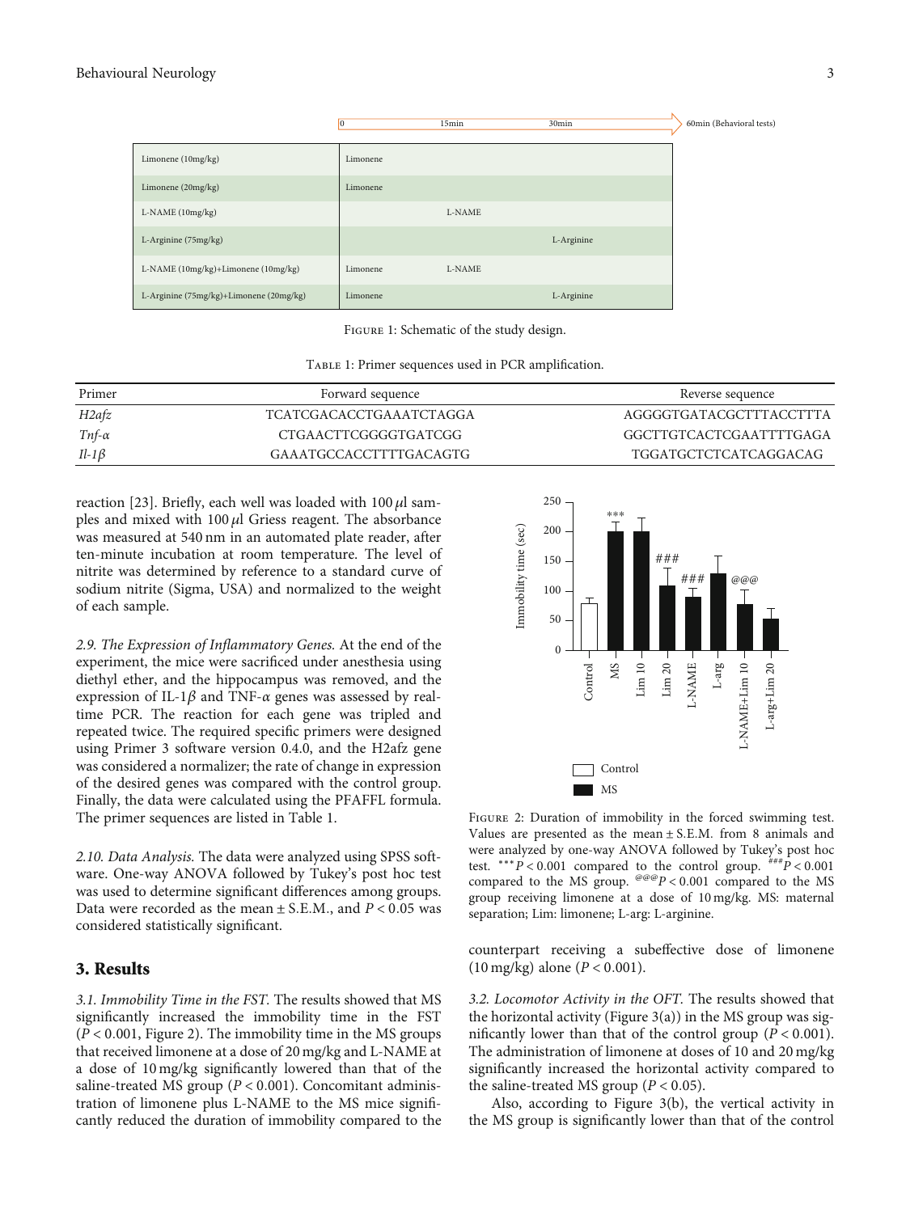| | 0 | 15min | 30min | 60min (Behavioral tests) |
|---|---|---|---|---|
| Limonene (10mg/kg) | Limonene | | | |
| Limonene (20mg/kg) | Limonene | | | |
| L-NAME (10mg/kg) | | L-NAME | | |
| L-Arginine (75mg/kg) | | | L-Arginine | |
| L-NAME (10mg/kg)+Limonene (10mg/kg) | Limonene | L-NAME | | |
| L-Arginine (75mg/kg)+Limonene (20mg/kg) | Limonene | | L-Arginine | |

Figure 1: Schematic of the study design.

Table 1: Primer sequences used in PCR amplification.

| Primer | Forward sequence | Reverse sequence |
|---|---|---|
| *H2afz* | TCATCGACACCTGAAATCTAGGA | AGGGGTGATACGCTTTACCTTTA |
| *Tnf-α* | CTGAACTTCGGGGTGATCGG | GGCTTGTCACTCGAATTTTGAGA |
| *Il-1β* | GAAATGCCACCTTTTGACAGTG | TGGATGCTCTCATCAGGACAG |

reaction [23]. Briefly, each well was loaded with 100 $\mu$l samples and mixed with 100 $\mu$l Griess reagent. The absorbance was measured at 540 nm in an automated plate reader, after ten-minute incubation at room temperature. The level of nitrite was determined by reference to a standard curve of sodium nitrite (Sigma, USA) and normalized to the weight of each sample.

*2.9. The Expression of Inflammatory Genes.* At the end of the experiment, the mice were sacrificed under anesthesia using diethyl ether, and the hippocampus was removed, and the expression of IL-1$\beta$ and TNF-$\alpha$ genes was assessed by real-time PCR. The reaction for each gene was tripled and repeated twice. The required specific primers were designed using Primer 3 software version 0.4.0, and the H2afz gene was considered a normalizer; the rate of change in expression of the desired genes was compared with the control group. Finally, the data were calculated using the PFAFFL formula. The primer sequences are listed in Table 1.

*2.10. Data Analysis.* The data were analyzed using SPSS software. One-way ANOVA followed by Tukey's post hoc test was used to determine significant differences among groups. Data were recorded as the mean ± S.E.M., and $P < 0.05$ was considered statistically significant.

## 3. Results

*3.1. Immobility Time in the FST.* The results showed that MS significantly increased the immobility time in the FST ($P < 0.001$, Figure 2). The immobility time in the MS groups that received limonene at a dose of 20 mg/kg and L-NAME at a dose of 10 mg/kg significantly lowered than that of the saline-treated MS group ($P < 0.001$). Concomitant administration of limonene plus L-NAME to the MS mice significantly reduced the duration of immobility compared to the counterpart receiving a subeffective dose of limonene (10 mg/kg) alone ($P < 0.001$).

Figure 2: Duration of immobility in the forced swimming test. Values are presented as the mean ± S.E.M. from 8 animals and were analyzed by one-way ANOVA followed by Tukey's post hoc test. $^{***}P < 0.001$ compared to the control group. $^{\#\#\#}P < 0.001$ compared to the MS group. $^{@@@}P < 0.001$ compared to the MS group receiving limonene at a dose of 10 mg/kg. MS: maternal separation; Lim: limonene; L-arg: L-arginine.

*3.2. Locomotor Activity in the OFT.* The results showed that the horizontal activity (Figure 3(a)) in the MS group was significantly lower than that of the control group ($P < 0.001$). The administration of limonene at doses of 10 and 20 mg/kg significantly increased the horizontal activity compared to the saline-treated MS group ($P < 0.05$).

Also, according to Figure 3(b), the vertical activity in the MS group is significantly lower than that of the control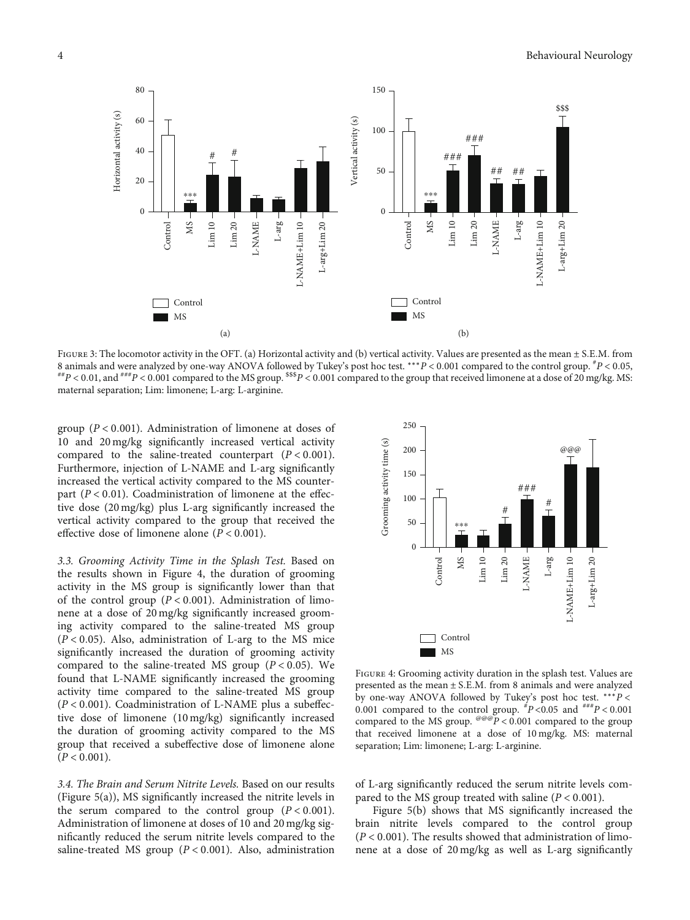Figure 3: The locomotor activity in the OFT. (a) Horizontal activity and (b) vertical activity. Values are presented as the mean ± S.E.M. from 8 animals and were analyzed by one-way ANOVA followed by Tukey's post hoc test. $^{***}P < 0.001$ compared to the control group. $^{\#}P < 0.05$, $^{\#\#}P < 0.01$, and $^{\#\#\#}P < 0.001$ compared to the MS group. $^{\$\$\$}P < 0.001$ compared to the group that received limonene at a dose of 20 mg/kg. MS: maternal separation; Lim: limonene; L-arg: L-arginine.

group ($P < 0.001$). Administration of limonene at doses of 10 and 20 mg/kg significantly increased vertical activity compared to the saline-treated counterpart ($P < 0.001$). Furthermore, injection of L-NAME and L-arg significantly increased the vertical activity compared to the MS counterpart ($P < 0.01$). Coadministration of limonene at the effective dose (20 mg/kg) plus L-arg significantly increased the vertical activity compared to the group that received the effective dose of limonene alone ($P < 0.001$).

*3.3. Grooming Activity Time in the Splash Test.* Based on the results shown in Figure 4, the duration of grooming activity in the MS group is significantly lower than that of the control group ($P < 0.001$). Administration of limonene at a dose of 20 mg/kg significantly increased grooming activity compared to the saline-treated MS group ($P < 0.05$). Also, administration of L-arg to the MS mice significantly increased the duration of grooming activity compared to the saline-treated MS group ($P < 0.05$). We found that L-NAME significantly increased the grooming activity time compared to the saline-treated MS group ($P < 0.001$). Coadministration of L-NAME plus a subeffective dose of limonene (10 mg/kg) significantly increased the duration of grooming activity compared to the MS group that received a subeffective dose of limonene alone ($P < 0.001$).

Figure 4: Grooming activity duration in the splash test. Values are presented as the mean ± S.E.M. from 8 animals and were analyzed by one-way ANOVA followed by Tukey's post hoc test. $^{***}P < 0.001$ compared to the control group. $^{\#}P < 0.05$ and $^{\#\#\#}P < 0.001$ compared to the MS group. $^{@@@}P < 0.001$ compared to the group that received limonene at a dose of 10 mg/kg. MS: maternal separation; Lim: limonene; L-arg: L-arginine.

*3.4. The Brain and Serum Nitrite Levels.* Based on our results (Figure 5(a)), MS significantly increased the nitrite levels in the serum compared to the control group ($P < 0.001$). Administration of limonene at doses of 10 and 20 mg/kg significantly reduced the serum nitrite levels compared to the saline-treated MS group ($P < 0.001$). Also, administration of L-arg significantly reduced the serum nitrite levels compared to the MS group treated with saline ($P < 0.001$).

Figure 5(b) shows that MS significantly increased the brain nitrite levels compared to the control group ($P < 0.001$). The results showed that administration of limonene at a dose of 20 mg/kg as well as L-arg significantly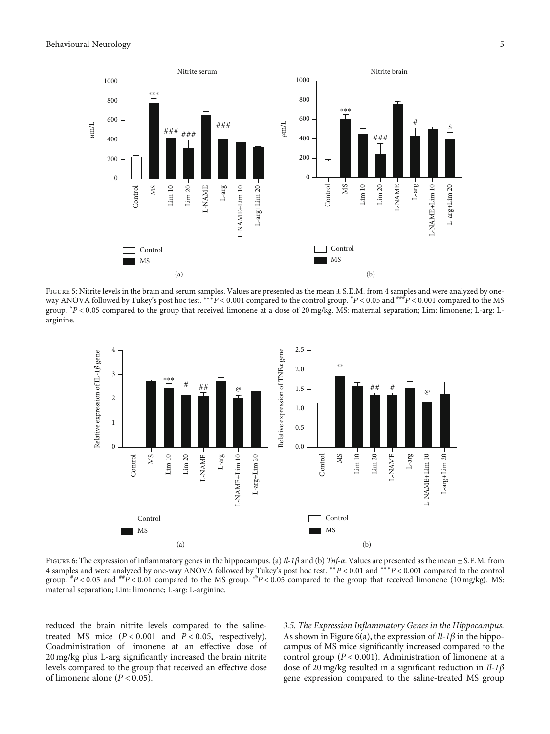Figure 5: Nitrite levels in the brain and serum samples. Values are presented as the mean ± S.E.M. from 4 samples and were analyzed by one-way ANOVA followed by Tukey's post hoc test. $^{***}P < 0.001$ compared to the control group. $^{\#}P < 0.05$ and $^{\#\#\#}P < 0.001$ compared to the MS group. $^{\$}P < 0.05$ compared to the group that received limonene at a dose of 20 mg/kg. MS: maternal separation; Lim: limonene; L-arg: L-arginine.

Figure 6: The expression of inflammatory genes in the hippocampus. (a) *Il-1β* and (b) *Tnf-α*. Values are presented as the mean ± S.E.M. from 4 samples and were analyzed by one-way ANOVA followed by Tukey's post hoc test. $^{**}P < 0.01$ and $^{***}P < 0.001$ compared to the control group. $^{\#}P < 0.05$ and $^{\#\#}P < 0.01$ compared to the MS group. $^{@}P < 0.05$ compared to the group that received limonene (10 mg/kg). MS: maternal separation; Lim: limonene; L-arg: L-arginine.

reduced the brain nitrite levels compared to the saline-treated MS mice ($P < 0.001$ and $P < 0.05$, respectively). Coadministration of limonene at an effective dose of 20 mg/kg plus L-arg significantly increased the brain nitrite levels compared to the group that received an effective dose of limonene alone ($P < 0.05$).

*3.5. The Expression Inflammatory Genes in the Hippocampus.* As shown in Figure 6(a), the expression of *Il-1β* in the hippocampus of MS mice significantly increased compared to the control group ($P < 0.001$). Administration of limonene at a dose of 20 mg/kg resulted in a significant reduction in *Il-1β* gene expression compared to the saline-treated MS group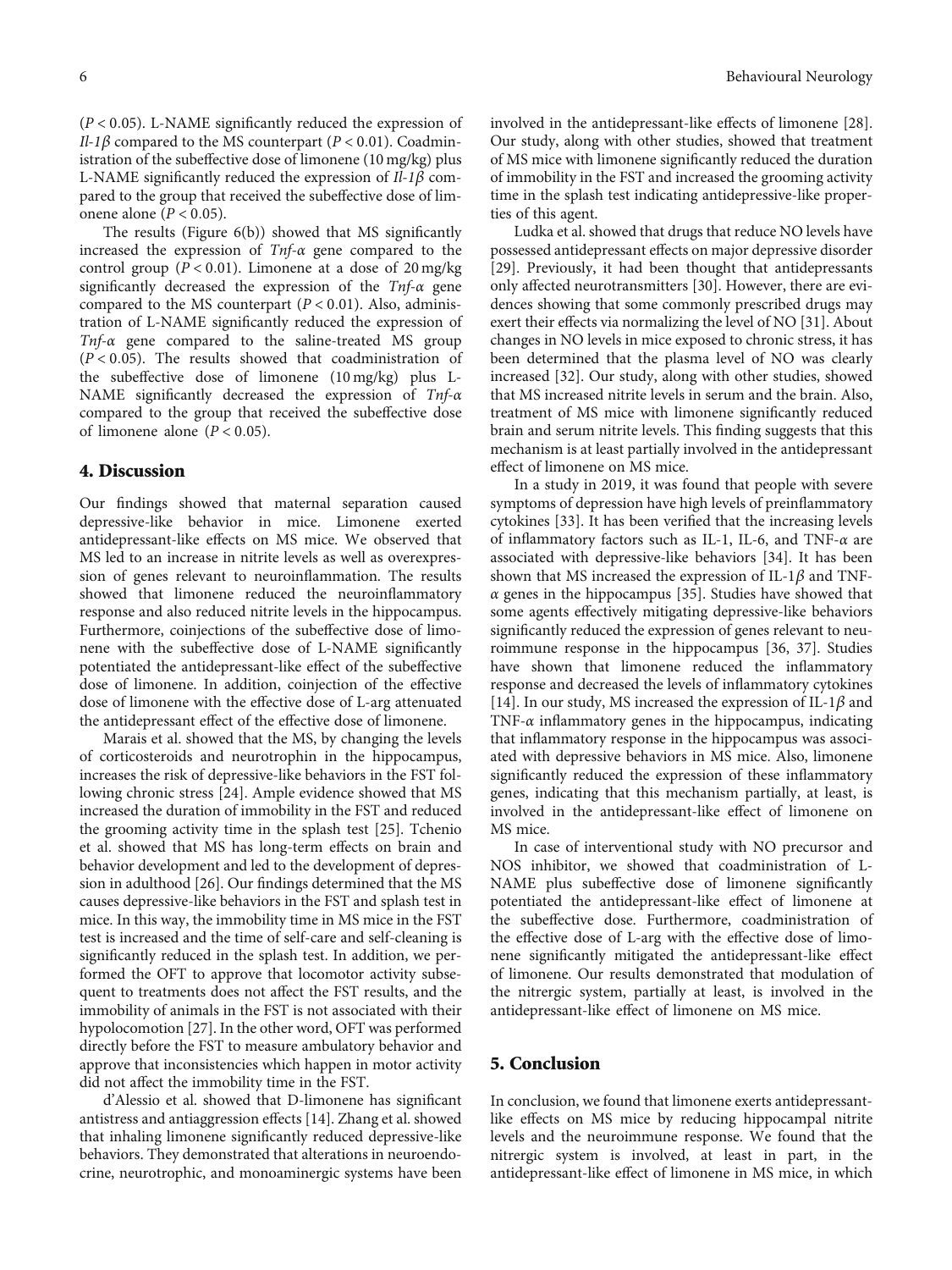($P < 0.05$). L-NAME significantly reduced the expression of *Il-1β* compared to the MS counterpart ($P < 0.01$). Coadministration of the subeffective dose of limonene (10 mg/kg) plus L-NAME significantly reduced the expression of *Il-1β* compared to the group that received the subeffective dose of limonene alone ($P < 0.05$).

The results (Figure 6(b)) showed that MS significantly increased the expression of *Tnf-α* gene compared to the control group ($P < 0.01$). Limonene at a dose of 20 mg/kg significantly decreased the expression of the *Tnf-α* gene compared to the MS counterpart ($P < 0.01$). Also, administration of L-NAME significantly reduced the expression of *Tnf-α* gene compared to the saline-treated MS group ($P < 0.05$). The results showed that coadministration of the subeffective dose of limonene (10 mg/kg) plus L-NAME significantly decreased the expression of *Tnf-α* compared to the group that received the subeffective dose of limonene alone ($P < 0.05$).

## 4. Discussion

Our findings showed that maternal separation caused depressive-like behavior in mice. Limonene exerted antidepressant-like effects on MS mice. We observed that MS led to an increase in nitrite levels as well as overexpression of genes relevant to neuroinflammation. The results showed that limonene reduced the neuroinflammatory response and also reduced nitrite levels in the hippocampus. Furthermore, coinjections of the subeffective dose of limonene with the subeffective dose of L-NAME significantly potentiated the antidepressant-like effect of the subeffective dose of limonene. In addition, coinjection of the effective dose of limonene with the effective dose of L-arg attenuated the antidepressant effect of the effective dose of limonene.

Marais et al. showed that the MS, by changing the levels of corticosteroids and neurotrophin in the hippocampus, increases the risk of depressive-like behaviors in the FST following chronic stress [24]. Ample evidence showed that MS increased the duration of immobility in the FST and reduced the grooming activity time in the splash test [25]. Tchenio et al. showed that MS has long-term effects on brain and behavior development and led to the development of depression in adulthood [26]. Our findings determined that the MS causes depressive-like behaviors in the FST and splash test in mice. In this way, the immobility time in MS mice in the FST test is increased and the time of self-care and self-cleaning is significantly reduced in the splash test. In addition, we performed the OFT to approve that locomotor activity subsequent to treatments does not affect the FST results, and the immobility of animals in the FST is not associated with their hypolocomotion [27]. In the other word, OFT was performed directly before the FST to measure ambulatory behavior and approve that inconsistencies which happen in motor activity did not affect the immobility time in the FST.

d'Alessio et al. showed that D-limonene has significant antistress and antiaggression effects [14]. Zhang et al. showed that inhaling limonene significantly reduced depressive-like behaviors. They demonstrated that alterations in neuroendocrine, neurotrophic, and monoaminergic systems have been involved in the antidepressant-like effects of limonene [28]. Our study, along with other studies, showed that treatment of MS mice with limonene significantly reduced the duration of immobility in the FST and increased the grooming activity time in the splash test indicating antidepressive-like properties of this agent.

Ludka et al. showed that drugs that reduce NO levels have possessed antidepressant effects on major depressive disorder [29]. Previously, it had been thought that antidepressants only affected neurotransmitters [30]. However, there are evidences showing that some commonly prescribed drugs may exert their effects via normalizing the level of NO [31]. About changes in NO levels in mice exposed to chronic stress, it has been determined that the plasma level of NO was clearly increased [32]. Our study, along with other studies, showed that MS increased nitrite levels in serum and the brain. Also, treatment of MS mice with limonene significantly reduced brain and serum nitrite levels. This finding suggests that this mechanism is at least partially involved in the antidepressant effect of limonene on MS mice.

In a study in 2019, it was found that people with severe symptoms of depression have high levels of preinflammatory cytokines [33]. It has been verified that the increasing levels of inflammatory factors such as IL-1, IL-6, and TNF-$\alpha$ are associated with depressive-like behaviors [34]. It has been shown that MS increased the expression of IL-1$\beta$ and TNF-$\alpha$ genes in the hippocampus [35]. Studies have showed that some agents effectively mitigating depressive-like behaviors significantly reduced the expression of genes relevant to neuroimmune response in the hippocampus [36, 37]. Studies have shown that limonene reduced the inflammatory response and decreased the levels of inflammatory cytokines [14]. In our study, MS increased the expression of IL-1$\beta$ and TNF-$\alpha$ inflammatory genes in the hippocampus, indicating that inflammatory response in the hippocampus was associated with depressive behaviors in MS mice. Also, limonene significantly reduced the expression of these inflammatory genes, indicating that this mechanism partially, at least, is involved in the antidepressant-like effect of limonene on MS mice.

In case of interventional study with NO precursor and NOS inhibitor, we showed that coadministration of L-NAME plus subeffective dose of limonene significantly potentiated the antidepressant-like effect of limonene at the subeffective dose. Furthermore, coadministration of the effective dose of L-arg with the effective dose of limonene significantly mitigated the antidepressant-like effect of limonene. Our results demonstrated that modulation of the nitrergic system, partially at least, is involved in the antidepressant-like effect of limonene on MS mice.

## 5. Conclusion

In conclusion, we found that limonene exerts antidepressant-like effects on MS mice by reducing hippocampal nitrite levels and the neuroimmune response. We found that the nitrergic system is involved, at least in part, in the antidepressant-like effect of limonene in MS mice, in which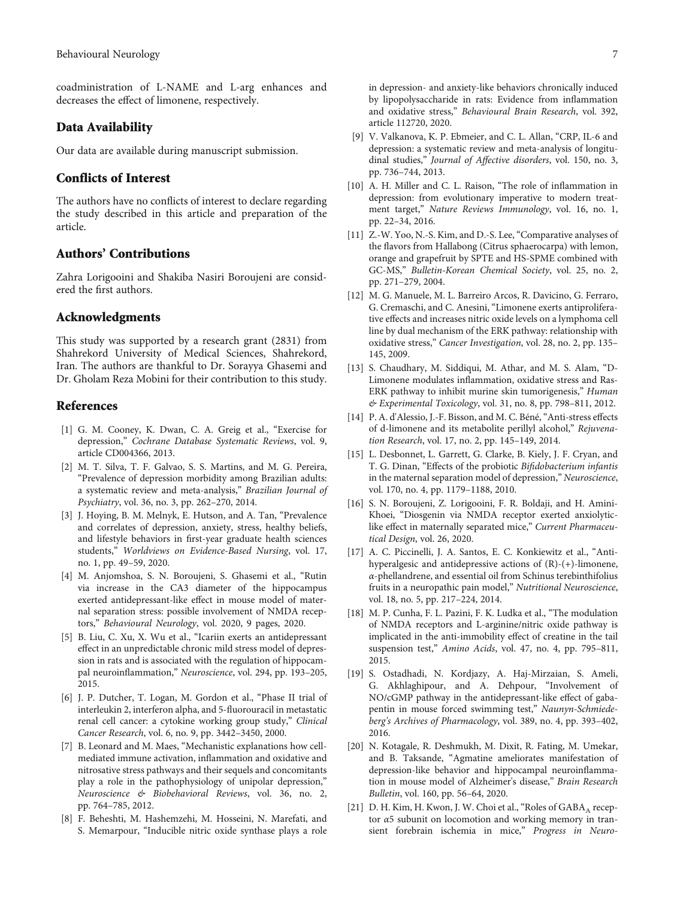coadministration of L-NAME and L-arg enhances and decreases the effect of limonene, respectively.

## Data Availability

Our data are available during manuscript submission.

## Conflicts of Interest

The authors have no conflicts of interest to declare regarding the study described in this article and preparation of the article.

## Authors' Contributions

Zahra Lorigooini and Shakiba Nasiri Boroujeni are considered the first authors.

## Acknowledgments

This study was supported by a research grant (2831) from Shahrekord University of Medical Sciences, Shahrekord, Iran. The authors are thankful to Dr. Sorayya Ghasemi and Dr. Gholam Reza Mobini for their contribution to this study.

## References

[1] G. M. Cooney, K. Dwan, C. A. Greig et al., "Exercise for depression," *Cochrane Database Systematic Reviews*, vol. 9, article CD004366, 2013.

[2] M. T. Silva, T. F. Galvao, S. S. Martins, and M. G. Pereira, "Prevalence of depression morbidity among Brazilian adults: a systematic review and meta-analysis," *Brazilian Journal of Psychiatry*, vol. 36, no. 3, pp. 262–270, 2014.

[3] J. Hoying, B. M. Melnyk, E. Hutson, and A. Tan, "Prevalence and correlates of depression, anxiety, stress, healthy beliefs, and lifestyle behaviors in first-year graduate health sciences students," *Worldviews on Evidence-Based Nursing*, vol. 17, no. 1, pp. 49–59, 2020.

[4] M. Anjomshoa, S. N. Boroujeni, S. Ghasemi et al., "Rutin via increase in the CA3 diameter of the hippocampus exerted antidepressant-like effect in mouse model of maternal separation stress: possible involvement of NMDA receptors," *Behavioural Neurology*, vol. 2020, 9 pages, 2020.

[5] B. Liu, C. Xu, X. Wu et al., "Icariin exerts an antidepressant effect in an unpredictable chronic mild stress model of depression in rats and is associated with the regulation of hippocampal neuroinflammation," *Neuroscience*, vol. 294, pp. 193–205, 2015.

[6] J. P. Dutcher, T. Logan, M. Gordon et al., "Phase II trial of interleukin 2, interferon alpha, and 5-fluorouracil in metastatic renal cell cancer: a cytokine working group study," *Clinical Cancer Research*, vol. 6, no. 9, pp. 3442–3450, 2000.

[7] B. Leonard and M. Maes, "Mechanistic explanations how cell-mediated immune activation, inflammation and oxidative and nitrosative stress pathways and their sequels and concomitants play a role in the pathophysiology of unipolar depression," *Neuroscience & Biobehavioral Reviews*, vol. 36, no. 2, pp. 764–785, 2012.

[8] F. Beheshti, M. Hashemzehi, M. Hosseini, N. Marefati, and S. Memarpour, "Inducible nitric oxide synthase plays a role in depression- and anxiety-like behaviors chronically induced by lipopolysaccharide in rats: Evidence from inflammation and oxidative stress," *Behavioural Brain Research*, vol. 392, article 112720, 2020.

[9] V. Valkanova, K. P. Ebmeier, and C. L. Allan, "CRP, IL-6 and depression: a systematic review and meta-analysis of longitudinal studies," *Journal of Affective disorders*, vol. 150, no. 3, pp. 736–744, 2013.

[10] A. H. Miller and C. L. Raison, "The role of inflammation in depression: from evolutionary imperative to modern treatment target," *Nature Reviews Immunology*, vol. 16, no. 1, pp. 22–34, 2016.

[11] Z.-W. Yoo, N.-S. Kim, and D.-S. Lee, "Comparative analyses of the flavors from Hallabong (Citrus sphaerocarpa) with lemon, orange and grapefruit by SPTE and HS-SPME combined with GC-MS," *Bulletin-Korean Chemical Society*, vol. 25, no. 2, pp. 271–279, 2004.

[12] M. G. Manuele, M. L. Barreiro Arcos, R. Davicino, G. Ferraro, G. Cremaschi, and C. Anesini, "Limonene exerts antiproliferative effects and increases nitric oxide levels on a lymphoma cell line by dual mechanism of the ERK pathway: relationship with oxidative stress," *Cancer Investigation*, vol. 28, no. 2, pp. 135–145, 2009.

[13] S. Chaudhary, M. Siddiqui, M. Athar, and M. S. Alam, "D-Limonene modulates inflammation, oxidative stress and Ras-ERK pathway to inhibit murine skin tumorigenesis," *Human & Experimental Toxicology*, vol. 31, no. 8, pp. 798–811, 2012.

[14] P. A. d'Alessio, J.-F. Bisson, and M. C. Béné, "Anti-stress effects of d-limonene and its metabolite perillyl alcohol," *Rejuvenation Research*, vol. 17, no. 2, pp. 145–149, 2014.

[15] L. Desbonnet, L. Garrett, G. Clarke, B. Kiely, J. F. Cryan, and T. G. Dinan, "Effects of the probiotic *Bifidobacterium infantis* in the maternal separation model of depression," *Neuroscience*, vol. 170, no. 4, pp. 1179–1188, 2010.

[16] S. N. Boroujeni, Z. Lorigooini, F. R. Boldaji, and H. Amini-Khoei, "Diosgenin via NMDA receptor exerted anxiolytic-like effect in maternally separated mice," *Current Pharmaceutical Design*, vol. 26, 2020.

[17] A. C. Piccinelli, J. A. Santos, E. C. Konkiewitz et al., "Antihyperalgesic and antidepressive actions of (R)-(+)-limonene, $\alpha$-phellandrene, and essential oil from Schinus terebinthifolius fruits in a neuropathic pain model," *Nutritional Neuroscience*, vol. 18, no. 5, pp. 217–224, 2014.

[18] M. P. Cunha, F. L. Pazini, F. K. Ludka et al., "The modulation of NMDA receptors and L-arginine/nitric oxide pathway is implicated in the anti-immobility effect of creatine in the tail suspension test," *Amino Acids*, vol. 47, no. 4, pp. 795–811, 2015.

[19] S. Ostadhadi, N. Kordjazy, A. Haj-Mirzaian, S. Ameli, G. Akhlaghipour, and A. Dehpour, "Involvement of NO/cGMP pathway in the antidepressant-like effect of gabapentin in mouse forced swimming test," *Naunyn-Schmiedeberg's Archives of Pharmacology*, vol. 389, no. 4, pp. 393–402, 2016.

[20] N. Kotagale, R. Deshmukh, M. Dixit, R. Fating, M. Umekar, and B. Taksande, "Agmatine ameliorates manifestation of depression-like behavior and hippocampal neuroinflammation in mouse model of Alzheimer's disease," *Brain Research Bulletin*, vol. 160, pp. 56–64, 2020.

[21] D. H. Kim, H. Kwon, J. W. Choi et al., "Roles of $GABA_A$ receptor $\alpha 5$ subunit on locomotion and working memory in transient forebrain ischemia in mice," *Progress in Neuro-*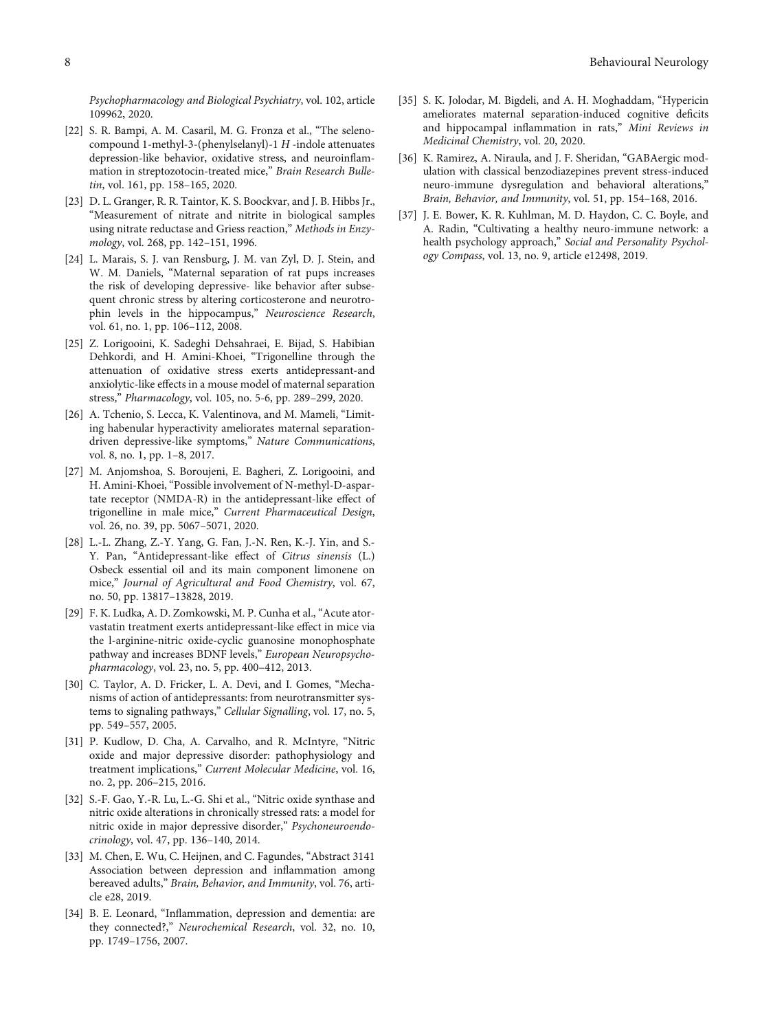*Psychopharmacology and Biological Psychiatry*, vol. 102, article 109962, 2020.

[22] S. R. Bampi, A. M. Casaril, M. G. Fronza et al., "The seleno-compound 1-methyl-3-(phenylselanyl)-1 *H* -indole attenuates depression-like behavior, oxidative stress, and neuroinflammation in streptozotocin-treated mice," *Brain Research Bulletin*, vol. 161, pp. 158–165, 2020.

[23] D. L. Granger, R. R. Taintor, K. S. Boockvar, and J. B. Hibbs Jr., "Measurement of nitrate and nitrite in biological samples using nitrate reductase and Griess reaction," *Methods in Enzymology*, vol. 268, pp. 142–151, 1996.

[24] L. Marais, S. J. van Rensburg, J. M. van Zyl, D. J. Stein, and W. M. Daniels, "Maternal separation of rat pups increases the risk of developing depressive- like behavior after subsequent chronic stress by altering corticosterone and neurotrophin levels in the hippocampus," *Neuroscience Research*, vol. 61, no. 1, pp. 106–112, 2008.

[25] Z. Lorigooini, K. Sadeghi Dehsahraei, E. Bijad, S. Habibian Dehkordi, and H. Amini-Khoei, "Trigonelline through the attenuation of oxidative stress exerts antidepressant-and anxiolytic-like effects in a mouse model of maternal separation stress," *Pharmacology*, vol. 105, no. 5-6, pp. 289–299, 2020.

[26] A. Tchenio, S. Lecca, K. Valentinova, and M. Mameli, "Limiting habenular hyperactivity ameliorates maternal separation-driven depressive-like symptoms," *Nature Communications*, vol. 8, no. 1, pp. 1–8, 2017.

[27] M. Anjomshoa, S. Boroujeni, E. Bagheri, Z. Lorigooini, and H. Amini-Khoei, "Possible involvement of N-methyl-D-aspartate receptor (NMDA-R) in the antidepressant-like effect of trigonelline in male mice," *Current Pharmaceutical Design*, vol. 26, no. 39, pp. 5067–5071, 2020.

[28] L.-L. Zhang, Z.-Y. Yang, G. Fan, J.-N. Ren, K.-J. Yin, and S.-Y. Pan, "Antidepressant-like effect of *Citrus sinensis* (L.) Osbeck essential oil and its main component limonene on mice," *Journal of Agricultural and Food Chemistry*, vol. 67, no. 50, pp. 13817–13828, 2019.

[29] F. K. Ludka, A. D. Zomkowski, M. P. Cunha et al., "Acute atorvastatin treatment exerts antidepressant-like effect in mice via the l-arginine-nitric oxide-cyclic guanosine monophosphate pathway and increases BDNF levels," *European Neuropsychopharmacology*, vol. 23, no. 5, pp. 400–412, 2013.

[30] C. Taylor, A. D. Fricker, L. A. Devi, and I. Gomes, "Mechanisms of action of antidepressants: from neurotransmitter systems to signaling pathways," *Cellular Signalling*, vol. 17, no. 5, pp. 549–557, 2005.

[31] P. Kudlow, D. Cha, A. Carvalho, and R. McIntyre, "Nitric oxide and major depressive disorder: pathophysiology and treatment implications," *Current Molecular Medicine*, vol. 16, no. 2, pp. 206–215, 2016.

[32] S.-F. Gao, Y.-R. Lu, L.-G. Shi et al., "Nitric oxide synthase and nitric oxide alterations in chronically stressed rats: a model for nitric oxide in major depressive disorder," *Psychoneuroendocrinology*, vol. 47, pp. 136–140, 2014.

[33] M. Chen, E. Wu, C. Heijnen, and C. Fagundes, "Abstract 3141 Association between depression and inflammation among bereaved adults," *Brain, Behavior, and Immunity*, vol. 76, article e28, 2019.

[34] B. E. Leonard, "Inflammation, depression and dementia: are they connected?," *Neurochemical Research*, vol. 32, no. 10, pp. 1749–1756, 2007.

[35] S. K. Jolodar, M. Bigdeli, and A. H. Moghaddam, "Hypericin ameliorates maternal separation-induced cognitive deficits and hippocampal inflammation in rats," *Mini Reviews in Medicinal Chemistry*, vol. 20, 2020.

[36] K. Ramirez, A. Niraula, and J. F. Sheridan, "GABAergic modulation with classical benzodiazepines prevent stress-induced neuro-immune dysregulation and behavioral alterations," *Brain, Behavior, and Immunity*, vol. 51, pp. 154–168, 2016.

[37] J. E. Bower, K. R. Kuhlman, M. D. Haydon, C. C. Boyle, and A. Radin, "Cultivating a healthy neuro-immune network: a health psychology approach," *Social and Personality Psychology Compass*, vol. 13, no. 9, article e12498, 2019.